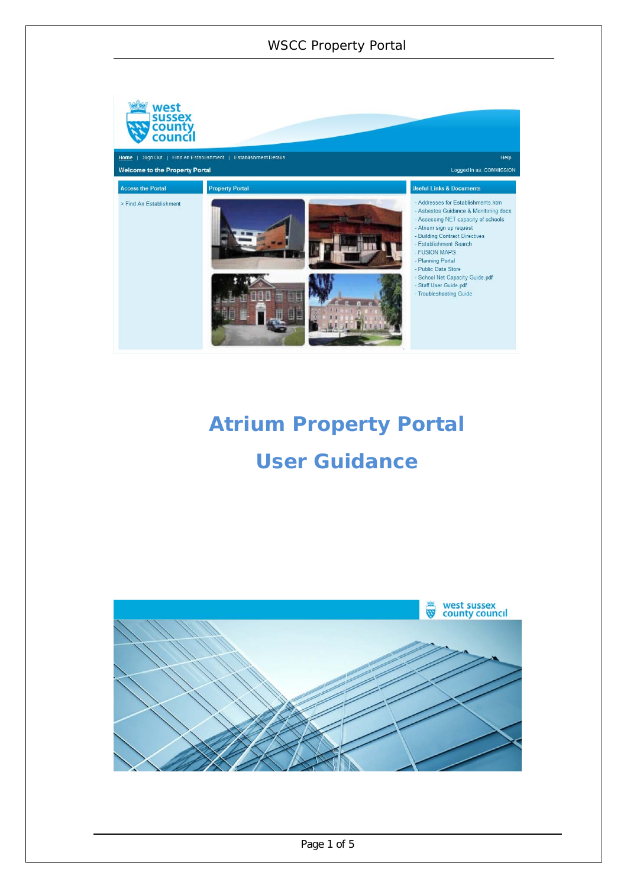# Atrium Property Portal

# User Guidance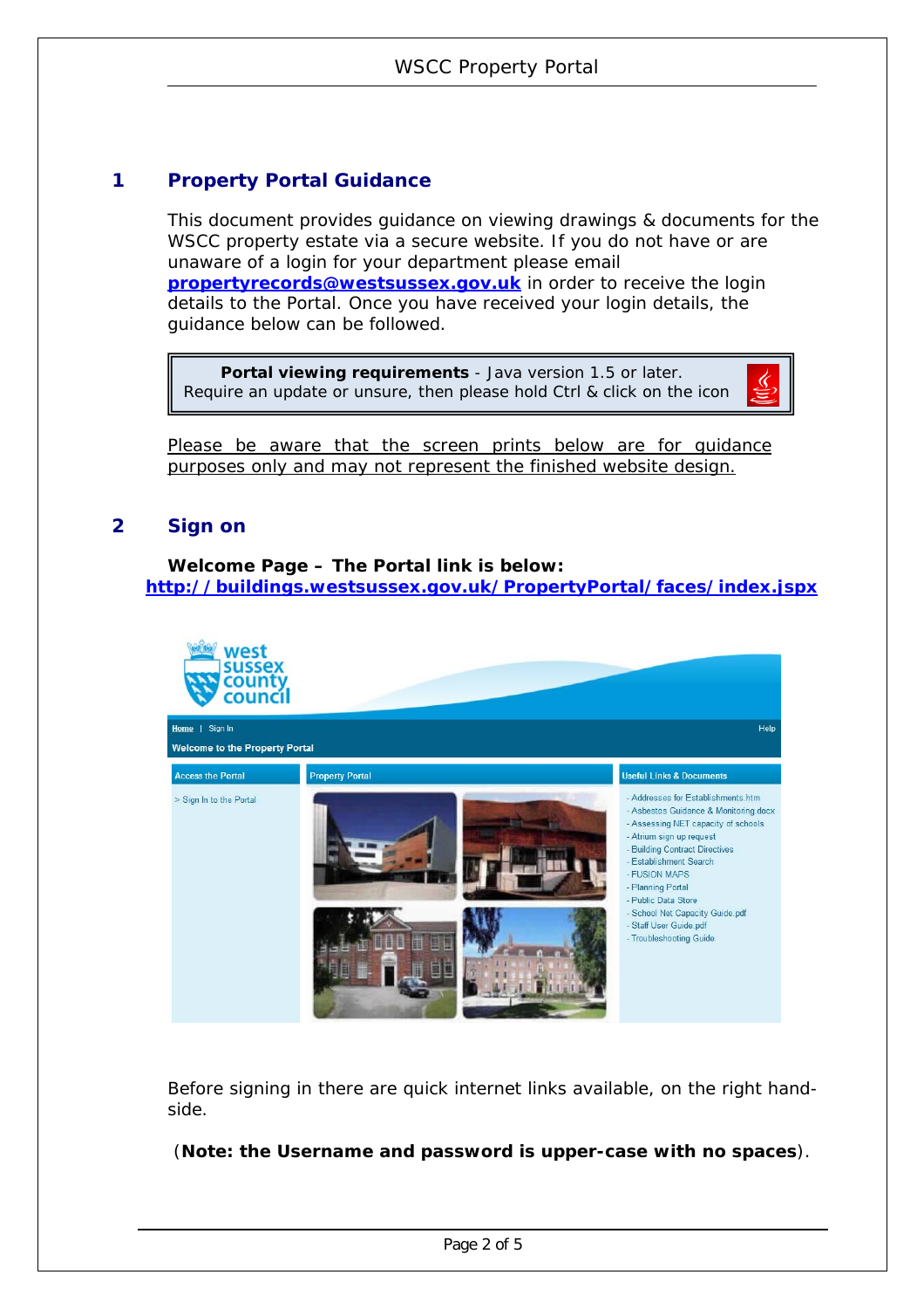## 1 Property Portal Guidance

This document provides guidance on viewing drawings & documents for the WSCC property estate via a secure website. If you do not have or are unaware of a login for your department please email **propertyrecords@westsussex.gov.uk** in order to receive the login details to the Portal. Once you have received your login details, the guidance below can be followed.

> **Portal viewing requirements** - Java version 1.5 or later.
> Require an update or unsure, then please hold Ctrl & click on the icon

Please be aware that the screen prints below are for guidance purposes only and may not represent the finished website design.

## 2 Sign on

**Welcome Page – The Portal link is below:**
**http://buildings.westsussex.gov.uk/PropertyPortal/faces/index.jspx**

Before signing in there are quick internet links available, on the right hand-side.

(**Note: the Username and password is upper-case with no spaces**).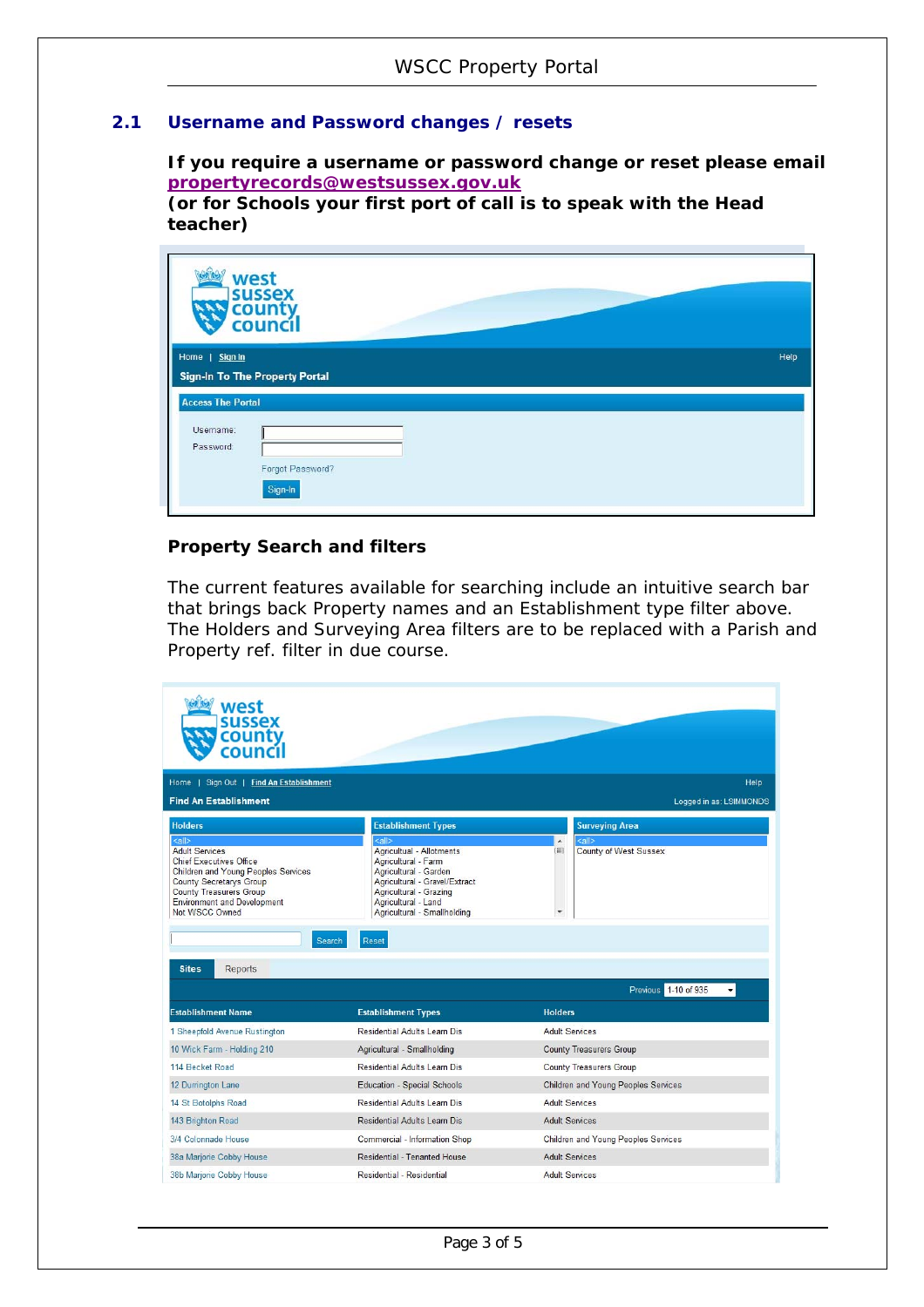## 2.1 Username and Password changes / resets

**If you require a username or password change or reset please email propertyrecords@westsussex.gov.uk (or for Schools your first port of call is to speak with the Head teacher)**

**Property Search and filters**

The current features available for searching include an intuitive search bar that brings back Property names and an Establishment type filter above. The Holders and Surveying Area filters are to be replaced with a Parish and Property ref. filter in due course.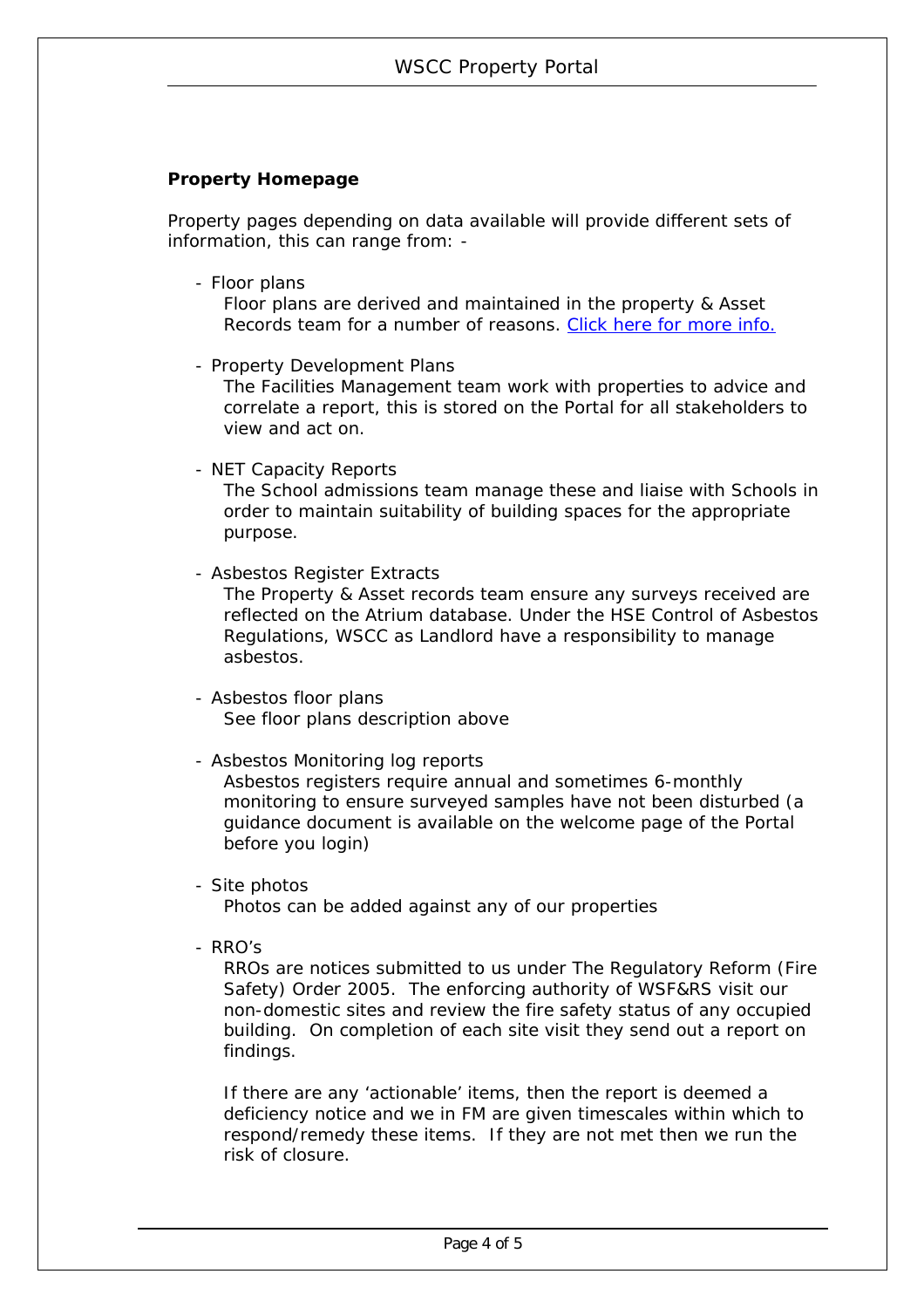**Property Homepage**

Property pages depending on data available will provide different sets of information, this can range from: -

- Floor plans
  Floor plans are derived and maintained in the property & Asset Records team for a number of reasons. Click here for more info.

- Property Development Plans
  The Facilities Management team work with properties to advice and correlate a report, this is stored on the Portal for all stakeholders to view and act on.

- NET Capacity Reports
  The School admissions team manage these and liaise with Schools in order to maintain suitability of building spaces for the appropriate purpose.

- Asbestos Register Extracts
  The Property & Asset records team ensure any surveys received are reflected on the Atrium database. Under the HSE Control of Asbestos Regulations, WSCC as Landlord have a responsibility to manage asbestos.

- Asbestos floor plans
  See floor plans description above

- Asbestos Monitoring log reports
  Asbestos registers require annual and sometimes 6-monthly monitoring to ensure surveyed samples have not been disturbed (a guidance document is available on the welcome page of the Portal before you login)

- Site photos
  Photos can be added against any of our properties

- RRO's
  RROs are notices submitted to us under The Regulatory Reform (Fire Safety) Order 2005. The enforcing authority of WSF&RS visit our non-domestic sites and review the fire safety status of any occupied building. On completion of each site visit they send out a report on findings.

  If there are any 'actionable' items, then the report is deemed a deficiency notice and we in FM are given timescales within which to respond/remedy these items. If they are not met then we run the risk of closure.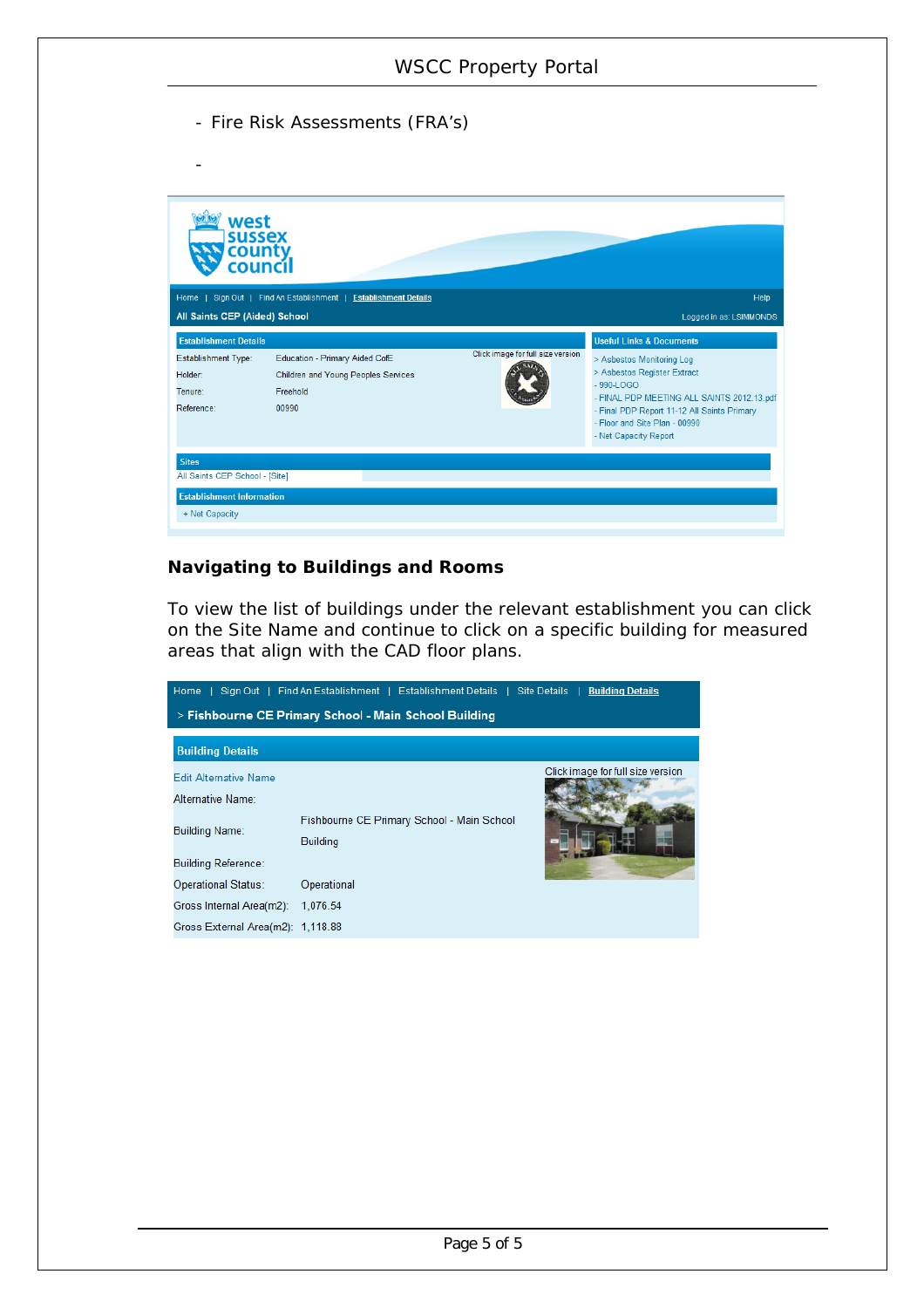- Fire Risk Assessments (FRA's)

-

## Navigating to Buildings and Rooms

To view the list of buildings under the relevant establishment you can click on the Site Name and continue to click on a specific building for measured areas that align with the CAD floor plans.